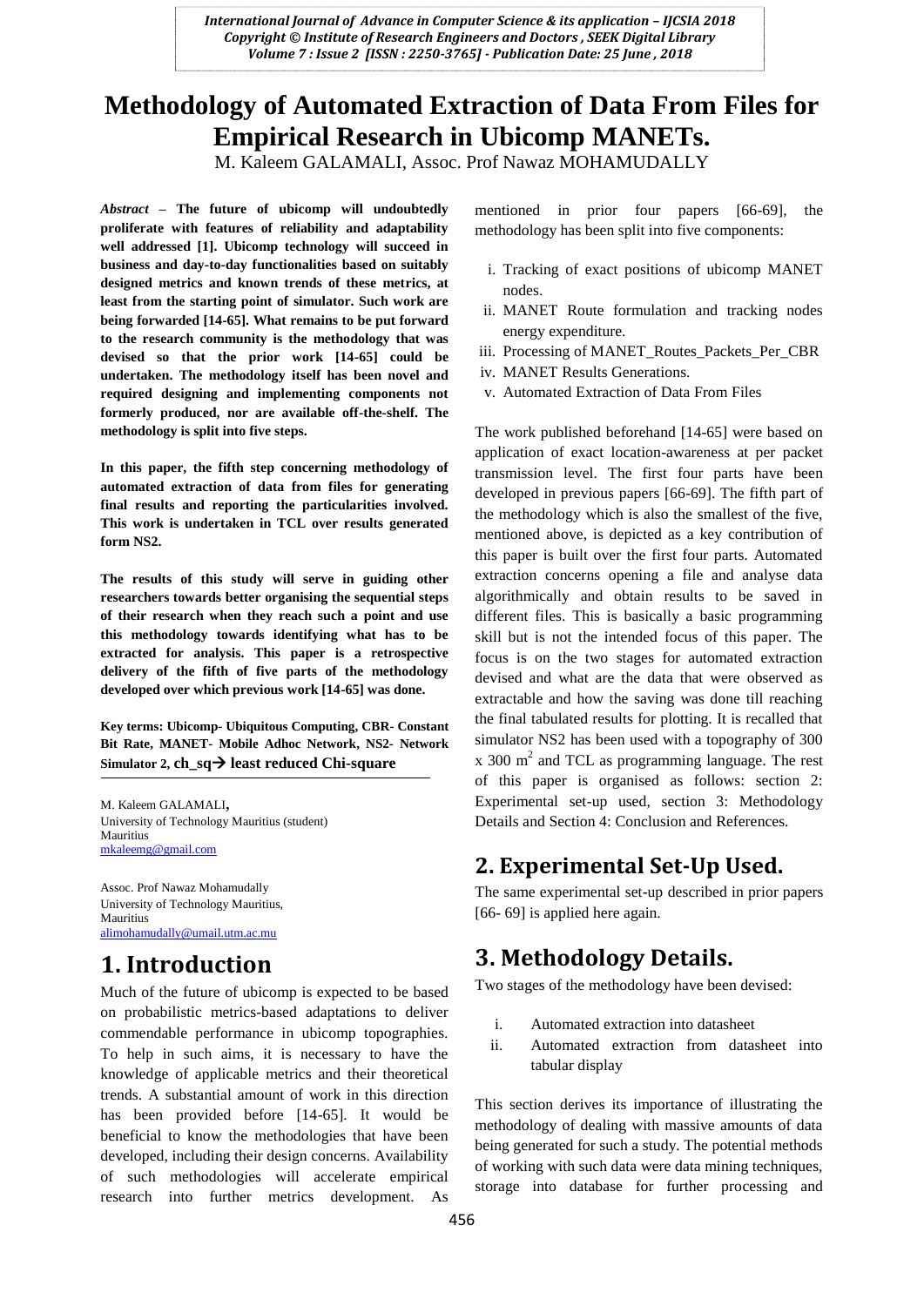# Methodology of Automated Extraction of Data From Files for Empirical Research in Ubicomp MANETs.

M. Kaleem GALAMALI, Assoc. Prof Nawaz MOHAMUDALLY

***Abstract* – The future of ubicomp will undoubtedly proliferate with features of reliability and adaptability well addressed [1]. Ubicomp technology will succeed in business and day-to-day functionalities based on suitably designed metrics and known trends of these metrics, at least from the starting point of simulator. Such work are being forwarded [14-65]. What remains to be put forward to the research community is the methodology that was devised so that the prior work [14-65] could be undertaken. The methodology itself has been novel and required designing and implementing components not formerly produced, nor are available off-the-shelf. The methodology is split into five steps.**

**In this paper, the fifth step concerning methodology of automated extraction of data from files for generating final results and reporting the particularities involved. This work is undertaken in TCL over results generated form NS2.**

**The results of this study will serve in guiding other researchers towards better organising the sequential steps of their research when they reach such a point and use this methodology towards identifying what has to be extracted for analysis. This paper is a retrospective delivery of the fifth of five parts of the methodology developed over which previous work [14-65] was done.**

**Key terms: Ubicomp- Ubiquitous Computing, CBR- Constant Bit Rate, MANET- Mobile Adhoc Network, NS2- Network Simulator 2, ch_sq→ least reduced Chi-square**

M. Kaleem GALAMALI,
University of Technology Mauritius (student)
Mauritius
mkaleemg@gmail.com

Assoc. Prof Nawaz Mohamudally
University of Technology Mauritius,
Mauritius
alimohamudally@umail.utm.ac.mu

# 1. Introduction

Much of the future of ubicomp is expected to be based on probabilistic metrics-based adaptations to deliver commendable performance in ubicomp topographies. To help in such aims, it is necessary to have the knowledge of applicable metrics and their theoretical trends. A substantial amount of work in this direction has been provided before [14-65]. It would be beneficial to know the methodologies that have been developed, including their design concerns. Availability of such methodologies will accelerate empirical research into further metrics development. As mentioned in prior four papers [66-69], the methodology has been split into five components:

i. Tracking of exact positions of ubicomp MANET nodes.
ii. MANET Route formulation and tracking nodes energy expenditure.
iii. Processing of MANET_Routes_Packets_Per_CBR
iv. MANET Results Generations.
v. Automated Extraction of Data From Files

The work published beforehand [14-65] were based on application of exact location-awareness at per packet transmission level. The first four parts have been developed in previous papers [66-69]. The fifth part of the methodology which is also the smallest of the five, mentioned above, is depicted as a key contribution of this paper is built over the first four parts. Automated extraction concerns opening a file and analyse data algorithmically and obtain results to be saved in different files. This is basically a basic programming skill but is not the intended focus of this paper. The focus is on the two stages for automated extraction devised and what are the data that were observed as extractable and how the saving was done till reaching the final tabulated results for plotting. It is recalled that simulator NS2 has been used with a topography of 300 x 300 $m^2$ and TCL as programming language. The rest of this paper is organised as follows: section 2: Experimental set-up used, section 3: Methodology Details and Section 4: Conclusion and References.

# 2. Experimental Set-Up Used.

The same experimental set-up described in prior papers [66- 69] is applied here again.

# 3. Methodology Details.

Two stages of the methodology have been devised:

i. Automated extraction into datasheet
ii. Automated extraction from datasheet into tabular display

This section derives its importance of illustrating the methodology of dealing with massive amounts of data being generated for such a study. The potential methods of working with such data were data mining techniques, storage into database for further processing and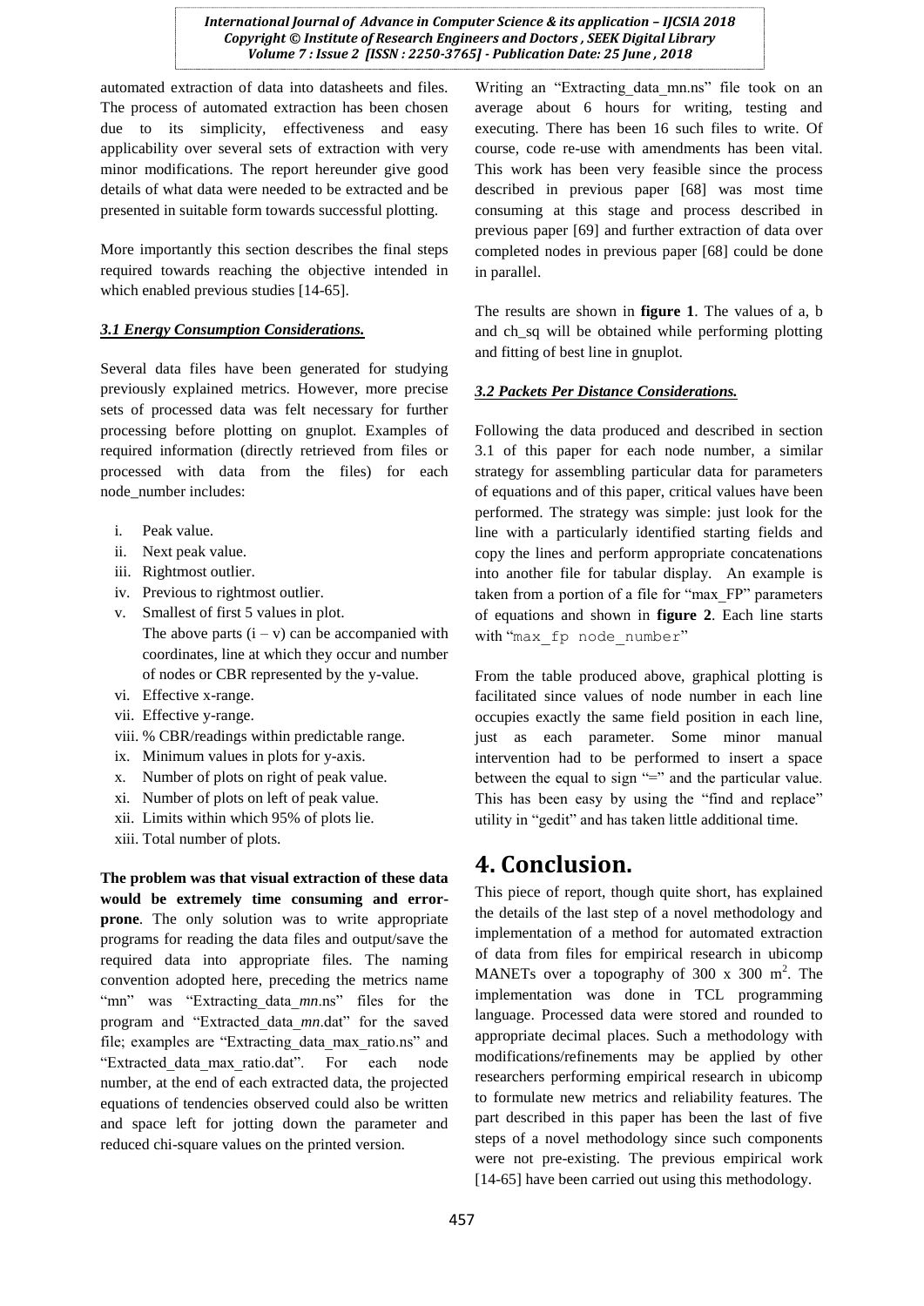automated extraction of data into datasheets and files. The process of automated extraction has been chosen due to its simplicity, effectiveness and easy applicability over several sets of extraction with very minor modifications. The report hereunder give good details of what data were needed to be extracted and be presented in suitable form towards successful plotting.

More importantly this section describes the final steps required towards reaching the objective intended in which enabled previous studies [14-65].

### *3.1 Energy Consumption Considerations.*

Several data files have been generated for studying previously explained metrics. However, more precise sets of processed data was felt necessary for further processing before plotting on gnuplot. Examples of required information (directly retrieved from files or processed with data from the files) for each node_number includes:

i. Peak value.
ii. Next peak value.
iii. Rightmost outlier.
iv. Previous to rightmost outlier.
v. Smallest of first 5 values in plot.
   The above parts (i – v) can be accompanied with coordinates, line at which they occur and number of nodes or CBR represented by the y-value.
vi. Effective x-range.
vii. Effective y-range.
viii. % CBR/readings within predictable range.
ix. Minimum values in plots for y-axis.
x. Number of plots on right of peak value.
xi. Number of plots on left of peak value.
xii. Limits within which 95% of plots lie.
xiii. Total number of plots.

**The problem was that visual extraction of these data would be extremely time consuming and error-prone**. The only solution was to write appropriate programs for reading the data files and output/save the required data into appropriate files. The naming convention adopted here, preceding the metrics name "mn" was "Extracting_data_*mn*.ns" files for the program and "Extracted_data_*mn*.dat" for the saved file; examples are "Extracting_data_max_ratio.ns" and "Extracted_data_max_ratio.dat". For each node number, at the end of each extracted data, the projected equations of tendencies observed could also be written and space left for jotting down the parameter and reduced chi-square values on the printed version.

Writing an "Extracting_data_mn.ns" file took on an average about 6 hours for writing, testing and executing. There has been 16 such files to write. Of course, code re-use with amendments has been vital. This work has been very feasible since the process described in previous paper [68] was most time consuming at this stage and process described in previous paper [69] and further extraction of data over completed nodes in previous paper [68] could be done in parallel.

The results are shown in **figure 1**. The values of a, b and ch_sq will be obtained while performing plotting and fitting of best line in gnuplot.

### *3.2 Packets Per Distance Considerations.*

Following the data produced and described in section 3.1 of this paper for each node number, a similar strategy for assembling particular data for parameters of equations and of this paper, critical values have been performed. The strategy was simple: just look for the line with a particularly identified starting fields and copy the lines and perform appropriate concatenations into another file for tabular display. An example is taken from a portion of a file for "max_FP" parameters of equations and shown in **figure 2**. Each line starts with "`max_fp node_number`"

From the table produced above, graphical plotting is facilitated since values of node number in each line occupies exactly the same field position in each line, just as each parameter. Some minor manual intervention had to be performed to insert a space between the equal to sign "=" and the particular value. This has been easy by using the "find and replace" utility in "gedit" and has taken little additional time.

# 4. Conclusion.

This piece of report, though quite short, has explained the details of the last step of a novel methodology and implementation of a method for automated extraction of data from files for empirical research in ubicomp MANETs over a topography of 300 x 300 $m^2$. The implementation was done in TCL programming language. Processed data were stored and rounded to appropriate decimal places. Such a methodology with modifications/refinements may be applied by other researchers performing empirical research in ubicomp to formulate new metrics and reliability features. The part described in this paper has been the last of five steps of a novel methodology since such components were not pre-existing. The previous empirical work [14-65] have been carried out using this methodology.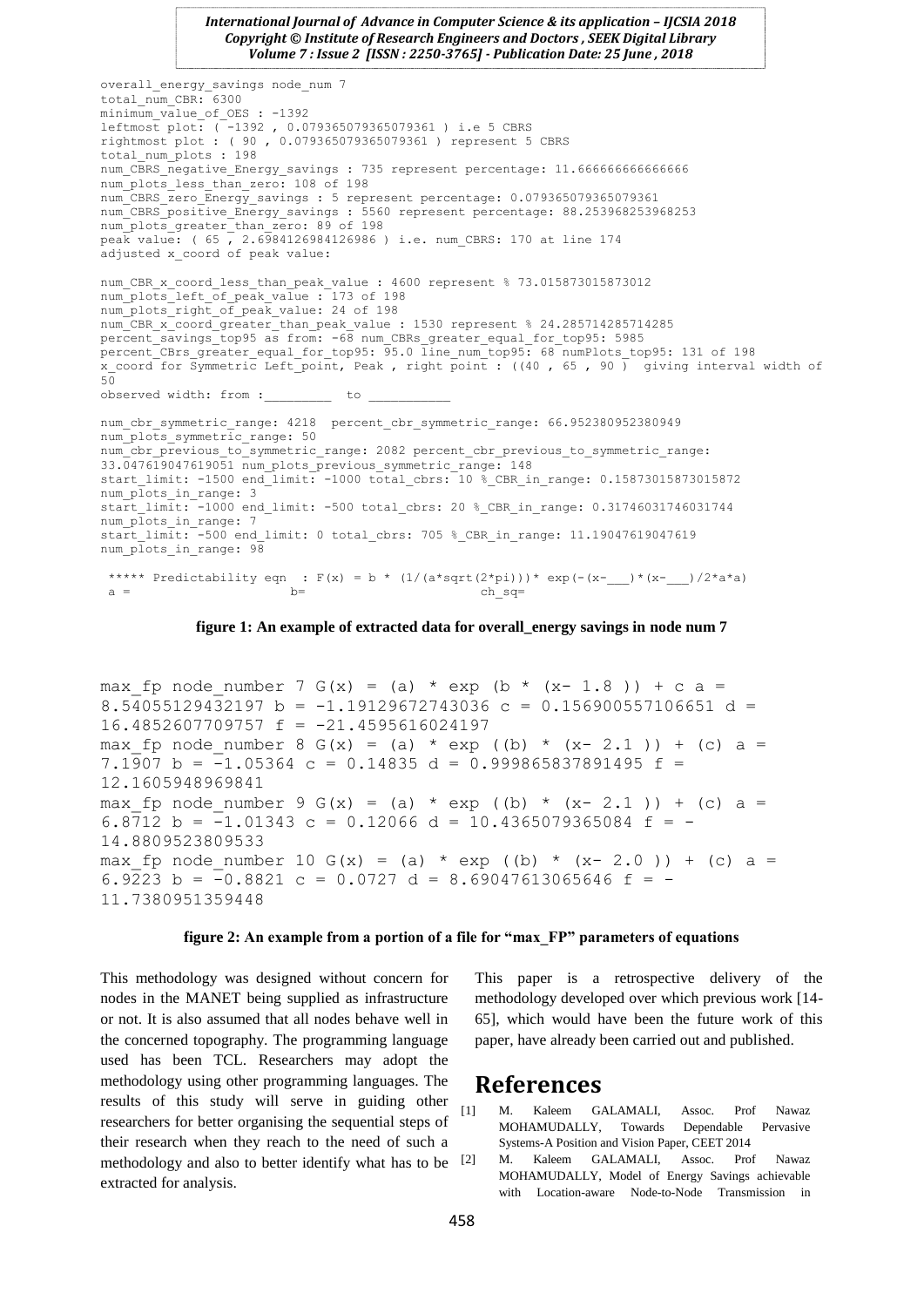```
overall_energy_savings node_num 7
total_num_CBR: 6300
minimum_value_of_OES : -1392
leftmost plot: ( -1392 , 0.079365079365079361 ) i.e 5 CBRS
rightmost plot : ( 90 , 0.079365079365079361 ) represent 5 CBRS
total_num_plots : 198
num_CBRS_negative_Energy_savings : 735 represent percentage: 11.666666666666666
num_plots_less_than_zero: 108 of 198
num_CBRS_zero_Energy_savings : 5 represent percentage: 0.079365079365079361
num_CBRS_positive_Energy_savings : 5560 represent percentage: 88.253968253968253
num_plots_greater_than_zero: 89 of 198
peak value: ( 65 , 2.6984126984126986 ) i.e. num_CBRS: 170 at line 174
adjusted x_coord of peak value:

num_CBR_x_coord_less_than_peak_value : 4600 represent % 73.015873015873012
num_plots_left_of_peak_value : 173 of 198
num_plots_right_of_peak_value: 24 of 198
num_CBR_x_coord_greater_than_peak_value : 1530 represent % 24.285714285714285
percent_savings_top95 as from: -68 num_CBRs_greater_equal_for_top95: 5985
percent_CBrs_greater_equal_for_top95: 95.0 line_num_top95: 68 numPlots_top95: 131 of 198
x_coord for Symmetric Left_point, Peak , right point : ((40 , 65 , 90 )  giving interval width of
50
observed width: from :_________  to ___________

num_cbr_symmetric_range: 4218  percent_cbr_symmetric_range: 66.952380952380949
num_plots_symmetric_range: 50
num_cbr_previous_to_symmetric_range: 2082 percent_cbr_previous_to_symmetric_range:
33.047619047619051 num_plots_previous_symmetric_range: 148
start_limit: -1500 end_limit: -1000 total_cbrs: 10 %_CBR_in_range: 0.15873015873015872
num_plots_in_range: 3
start_limit: -1000 end_limit: -500 total_cbrs: 20 %_CBR_in_range: 0.31746031746031744
num_plots_in_range: 7
start_limit: -500 end_limit: 0 total_cbrs: 705 %_CBR_in_range: 11.19047619047619
num_plots_in_range: 98

 ***** Predictability eqn  : F(x) = b * (1/(a*sqrt(2*pi)))* exp(-(x-___)*(x-___)/2*a*a)
 a =                    b=                         ch_sq=
```

**figure 1: An example of extracted data for overall_energy savings in node num 7**

```
max_fp node_number 7 G(x) = (a) * exp (b * (x- 1.8 )) + c a =
8.54055129432197 b = -1.19129672743036 c = 0.156900557106651 d =
16.4852607709757 f = -21.4595616024197
max_fp node_number 8 G(x) = (a) * exp ((b) * (x- 2.1 )) + (c) a =
7.1907 b = -1.05364 c = 0.14835 d = 0.999865837891495 f =
12.1605948969841
max_fp node_number 9 G(x) = (a) * exp ((b) * (x- 2.1 )) + (c) a =
6.8712 b = -1.01343 c = 0.12066 d = 10.4365079365084 f = -
14.8809523809533
max_fp node_number 10 G(x) = (a) * exp ((b) * (x- 2.0 )) + (c) a =
6.9223 b = -0.8821 c = 0.0727 d = 8.69047613065646 f = -
11.7380951359448
```

**figure 2: An example from a portion of a file for "max_FP" parameters of equations**

This methodology was designed without concern for nodes in the MANET being supplied as infrastructure or not. It is also assumed that all nodes behave well in the concerned topography. The programming language used has been TCL. Researchers may adopt the methodology using other programming languages. The results of this study will serve in guiding other researchers for better organising the sequential steps of their research when they reach to the need of such a methodology and also to better identify what has to be extracted for analysis.

This paper is a retrospective delivery of the methodology developed over which previous work [14-65], which would have been the future work of this paper, have already been carried out and published.

# References

[1] M. Kaleem GALAMALI, Assoc. Prof Nawaz MOHAMUDALLY, Towards Dependable Pervasive Systems-A Position and Vision Paper, CEET 2014

[2] M. Kaleem GALAMALI, Assoc. Prof Nawaz MOHAMUDALLY, Model of Energy Savings achievable with Location-aware Node-to-Node Transmission in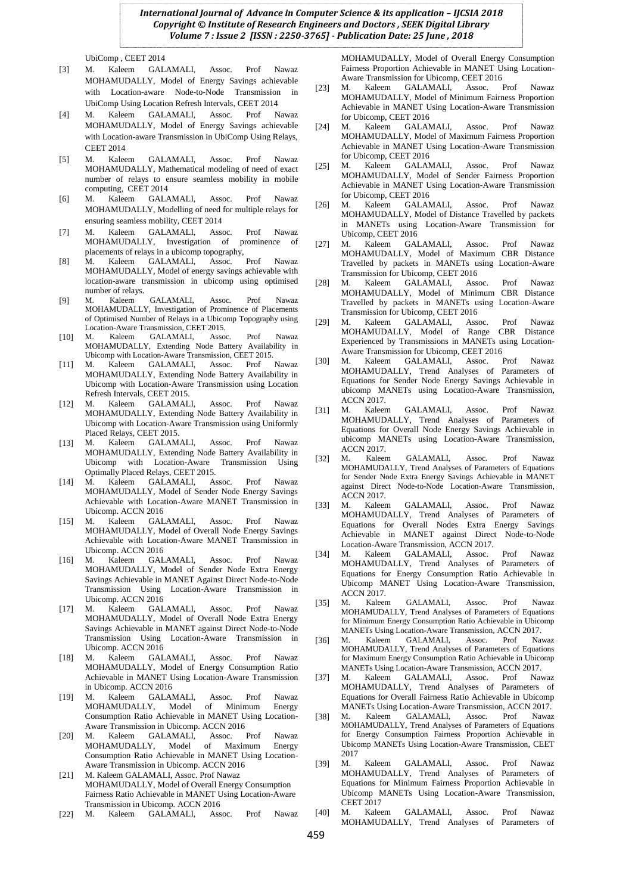UbiComp , CEET 2014

[3] M. Kaleem GALAMALI, Assoc. Prof Nawaz MOHAMUDALLY, Model of Energy Savings achievable with Location-aware Node-to-Node Transmission in UbiComp Using Location Refresh Intervals, CEET 2014

[4] M. Kaleem GALAMALI, Assoc. Prof Nawaz MOHAMUDALLY, Model of Energy Savings achievable with Location-aware Transmission in UbiComp Using Relays, CEET 2014

[5] M. Kaleem GALAMALI, Assoc. Prof Nawaz MOHAMUDALLY, Mathematical modeling of need of exact number of relays to ensure seamless mobility in mobile computing, CEET 2014

[6] M. Kaleem GALAMALI, Assoc. Prof Nawaz MOHAMUDALLY, Modelling of need for multiple relays for ensuring seamless mobility, CEET 2014

[7] M. Kaleem GALAMALI, Assoc. Prof Nawaz MOHAMUDALLY, Investigation of prominence of placements of relays in a ubicomp topography,

[8] M. Kaleem GALAMALI, Assoc. Prof Nawaz MOHAMUDALLY, Model of energy savings achievable with location-aware transmission in ubicomp using optimised number of relays.

[9] M. Kaleem GALAMALI, Assoc. Prof Nawaz MOHAMUDALLY, Investigation of Prominence of Placements of Optimised Number of Relays in a Ubicomp Topography using Location-Aware Transmission, CEET 2015.

[10] M. Kaleem GALAMALI, Assoc. Prof Nawaz MOHAMUDALLY, Extending Node Battery Availability in Ubicomp with Location-Aware Transmission, CEET 2015.

[11] M. Kaleem GALAMALI, Assoc. Prof Nawaz MOHAMUDALLY, Extending Node Battery Availability in Ubicomp with Location-Aware Transmission using Location Refresh Intervals, CEET 2015.

[12] M. Kaleem GALAMALI, Assoc. Prof Nawaz MOHAMUDALLY, Extending Node Battery Availability in Ubicomp with Location-Aware Transmission using Uniformly Placed Relays, CEET 2015.

[13] M. Kaleem GALAMALI, Assoc. Prof Nawaz MOHAMUDALLY, Extending Node Battery Availability in Ubicomp with Location-Aware Transmission Using Optimally Placed Relays, CEET 2015.

[14] M. Kaleem GALAMALI, Assoc. Prof Nawaz MOHAMUDALLY, Model of Sender Node Energy Savings Achievable with Location-Aware MANET Transmission in Ubicomp. ACCN 2016

[15] M. Kaleem GALAMALI, Assoc. Prof Nawaz MOHAMUDALLY, Model of Overall Node Energy Savings Achievable with Location-Aware MANET Transmission in Ubicomp. ACCN 2016

[16] M. Kaleem GALAMALI, Assoc. Prof Nawaz MOHAMUDALLY, Model of Sender Node Extra Energy Savings Achievable in MANET Against Direct Node-to-Node Transmission Using Location-Aware Transmission in Ubicomp. ACCN 2016

[17] M. Kaleem GALAMALI, Assoc. Prof Nawaz MOHAMUDALLY, Model of Overall Node Extra Energy Savings Achievable in MANET against Direct Node-to-Node Transmission Using Location-Aware Transmission in Ubicomp. ACCN 2016

[18] M. Kaleem GALAMALI, Assoc. Prof Nawaz MOHAMUDALLY, Model of Energy Consumption Ratio Achievable in MANET Using Location-Aware Transmission in Ubicomp. ACCN 2016

[19] M. Kaleem GALAMALI, Assoc. Prof Nawaz MOHAMUDALLY, Model of Minimum Energy Consumption Ratio Achievable in MANET Using Location-Aware Transmission in Ubicomp. ACCN 2016

[20] M. Kaleem GALAMALI, Assoc. Prof Nawaz MOHAMUDALLY, Model of Maximum Energy Consumption Ratio Achievable in MANET Using Location-Aware Transmission in Ubicomp. ACCN 2016

[21] M. Kaleem GALAMALI, Assoc. Prof Nawaz MOHAMUDALLY, Model of Overall Energy Consumption Fairness Ratio Achievable in MANET Using Location-Aware Transmission in Ubicomp. ACCN 2016

[22] M. Kaleem GALAMALI, Assoc. Prof Nawaz MOHAMUDALLY, Model of Overall Energy Consumption Fairness Proportion Achievable in MANET Using Location-Aware Transmission for Ubicomp, CEET 2016

[23] M. Kaleem GALAMALI, Assoc. Prof Nawaz MOHAMUDALLY, Model of Minimum Fairness Proportion Achievable in MANET Using Location-Aware Transmission for Ubicomp, CEET 2016

[24] M. Kaleem GALAMALI, Assoc. Prof Nawaz MOHAMUDALLY, Model of Maximum Fairness Proportion Achievable in MANET Using Location-Aware Transmission for Ubicomp, CEET 2016

[25] M. Kaleem GALAMALI, Assoc. Prof Nawaz MOHAMUDALLY, Model of Sender Fairness Proportion Achievable in MANET Using Location-Aware Transmission for Ubicomp, CEET 2016

[26] M. Kaleem GALAMALI, Assoc. Prof Nawaz MOHAMUDALLY, Model of Distance Travelled by packets in MANETs using Location-Aware Transmission for Ubicomp, CEET 2016

[27] M. Kaleem GALAMALI, Assoc. Prof Nawaz MOHAMUDALLY, Model of Maximum CBR Distance Travelled by packets in MANETs using Location-Aware Transmission for Ubicomp, CEET 2016

[28] M. Kaleem GALAMALI, Assoc. Prof Nawaz MOHAMUDALLY, Model of Minimum CBR Distance Travelled by packets in MANETs using Location-Aware Transmission for Ubicomp, CEET 2016

[29] M. Kaleem GALAMALI, Assoc. Prof Nawaz MOHAMUDALLY, Model of Range CBR Distance Experienced by Transmissions in MANETs using Location-Aware Transmission for Ubicomp, CEET 2016

[30] M. Kaleem GALAMALI, Assoc. Prof Nawaz MOHAMUDALLY, Trend Analyses of Parameters of Equations for Sender Node Energy Savings Achievable in ubicomp MANETs using Location-Aware Transmission, ACCN 2017.

[31] M. Kaleem GALAMALI, Assoc. Prof Nawaz MOHAMUDALLY, Trend Analyses of Parameters of Equations for Overall Node Energy Savings Achievable in ubicomp MANETs using Location-Aware Transmission, ACCN 2017.

[32] M. Kaleem GALAMALI, Assoc. Prof Nawaz MOHAMUDALLY, Trend Analyses of Parameters of Equations for Sender Node Extra Energy Savings Achievable in MANET against Direct Node-to-Node Location-Aware Transmission, ACCN 2017.

[33] M. Kaleem GALAMALI, Assoc. Prof Nawaz MOHAMUDALLY, Trend Analyses of Parameters of Equations for Overall Nodes Extra Energy Savings Achievable in MANET against Direct Node-to-Node Location-Aware Transmission, ACCN 2017.

[34] M. Kaleem GALAMALI, Assoc. Prof Nawaz MOHAMUDALLY, Trend Analyses of Parameters of Equations for Energy Consumption Ratio Achievable in Ubicomp MANET Using Location-Aware Transmission, ACCN 2017.

[35] M. Kaleem GALAMALI, Assoc. Prof Nawaz MOHAMUDALLY, Trend Analyses of Parameters of Equations for Minimum Energy Consumption Ratio Achievable in Ubicomp MANETs Using Location-Aware Transmission, ACCN 2017.

[36] M. Kaleem GALAMALI, Assoc. Prof Nawaz MOHAMUDALLY, Trend Analyses of Parameters of Equations for Maximum Energy Consumption Ratio Achievable in Ubicomp MANETs Using Location-Aware Transmission, ACCN 2017.

[37] M. Kaleem GALAMALI, Assoc. Prof Nawaz MOHAMUDALLY, Trend Analyses of Parameters of Equations for Overall Fairness Ratio Achievable in Ubicomp MANETs Using Location-Aware Transmission, ACCN 2017.

[38] M. Kaleem GALAMALI, Assoc. Prof Nawaz MOHAMUDALLY, Trend Analyses of Parameters of Equations for Energy Consumption Fairness Proportion Achievable in Ubicomp MANETs Using Location-Aware Transmission, CEET 2017

[39] M. Kaleem GALAMALI, Assoc. Prof Nawaz MOHAMUDALLY, Trend Analyses of Parameters of Equations for Minimum Fairness Proportion Achievable in Ubicomp MANETs Using Location-Aware Transmission, CEET 2017

[40] M. Kaleem GALAMALI, Assoc. Prof Nawaz MOHAMUDALLY, Trend Analyses of Parameters of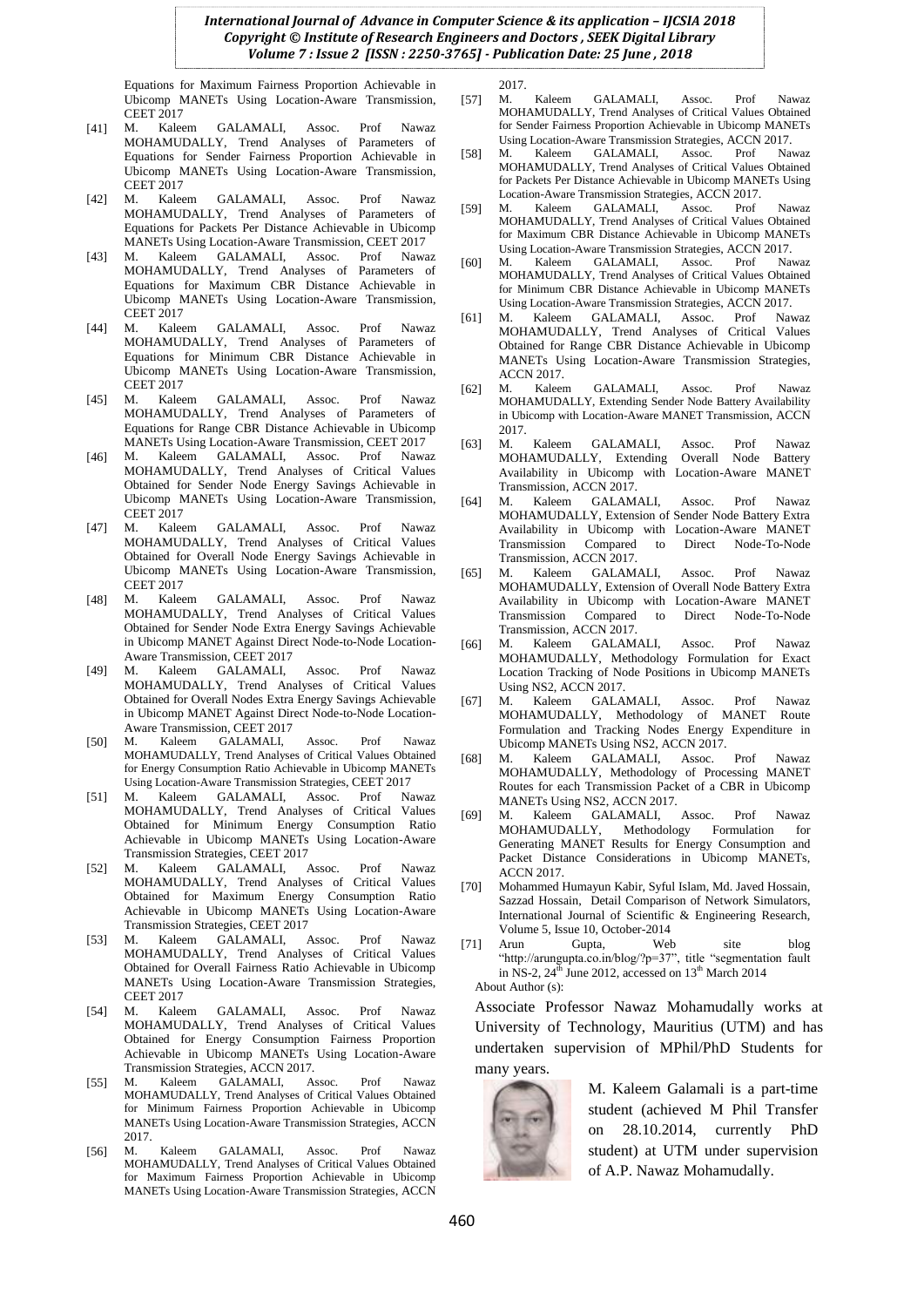Equations for Maximum Fairness Proportion Achievable in Ubicomp MANETs Using Location-Aware Transmission, CEET 2017

[41] M. Kaleem GALAMALI, Assoc. Prof Nawaz MOHAMUDALLY, Trend Analyses of Parameters of Equations for Sender Fairness Proportion Achievable in Ubicomp MANETs Using Location-Aware Transmission, CEET 2017

[42] M. Kaleem GALAMALI, Assoc. Prof Nawaz MOHAMUDALLY, Trend Analyses of Parameters of Equations for Packets Per Distance Achievable in Ubicomp MANETs Using Location-Aware Transmission, CEET 2017

[43] M. Kaleem GALAMALI, Assoc. Prof Nawaz MOHAMUDALLY, Trend Analyses of Parameters of Equations for Maximum CBR Distance Achievable in Ubicomp MANETs Using Location-Aware Transmission, CEET 2017

[44] M. Kaleem GALAMALI, Assoc. Prof Nawaz MOHAMUDALLY, Trend Analyses of Parameters of Equations for Minimum CBR Distance Achievable in Ubicomp MANETs Using Location-Aware Transmission, CEET 2017

[45] M. Kaleem GALAMALI, Assoc. Prof Nawaz MOHAMUDALLY, Trend Analyses of Parameters of Equations for Range CBR Distance Achievable in Ubicomp MANETs Using Location-Aware Transmission, CEET 2017

[46] M. Kaleem GALAMALI, Assoc. Prof Nawaz MOHAMUDALLY, Trend Analyses of Critical Values Obtained for Sender Node Energy Savings Achievable in Ubicomp MANETs Using Location-Aware Transmission, CEET 2017

[47] M. Kaleem GALAMALI, Assoc. Prof Nawaz MOHAMUDALLY, Trend Analyses of Critical Values Obtained for Overall Node Energy Savings Achievable in Ubicomp MANETs Using Location-Aware Transmission, CEET 2017

[48] M. Kaleem GALAMALI, Assoc. Prof Nawaz MOHAMUDALLY, Trend Analyses of Critical Values Obtained for Sender Node Extra Energy Savings Achievable in Ubicomp MANET Against Direct Node-to-Node Location-Aware Transmission, CEET 2017

[49] M. Kaleem GALAMALI, Assoc. Prof Nawaz MOHAMUDALLY, Trend Analyses of Critical Values Obtained for Overall Nodes Extra Energy Savings Achievable in Ubicomp MANET Against Direct Node-to-Node Location-Aware Transmission, CEET 2017

[50] M. Kaleem GALAMALI, Assoc. Prof Nawaz MOHAMUDALLY, Trend Analyses of Critical Values Obtained for Energy Consumption Ratio Achievable in Ubicomp MANETs Using Location-Aware Transmission Strategies, CEET 2017

[51] M. Kaleem GALAMALI, Assoc. Prof Nawaz MOHAMUDALLY, Trend Analyses of Critical Values Obtained for Minimum Energy Consumption Ratio Achievable in Ubicomp MANETs Using Location-Aware Transmission Strategies, CEET 2017

[52] M. Kaleem GALAMALI, Assoc. Prof Nawaz MOHAMUDALLY, Trend Analyses of Critical Values Obtained for Maximum Energy Consumption Ratio Achievable in Ubicomp MANETs Using Location-Aware Transmission Strategies, CEET 2017

[53] M. Kaleem GALAMALI, Assoc. Prof Nawaz MOHAMUDALLY, Trend Analyses of Critical Values Obtained for Overall Fairness Ratio Achievable in Ubicomp MANETs Using Location-Aware Transmission Strategies, CEET 2017

[54] M. Kaleem GALAMALI, Assoc. Prof Nawaz MOHAMUDALLY, Trend Analyses of Critical Values Obtained for Energy Consumption Fairness Proportion Achievable in Ubicomp MANETs Using Location-Aware Transmission Strategies, ACCN 2017.

[55] M. Kaleem GALAMALI, Assoc. Prof Nawaz MOHAMUDALLY, Trend Analyses of Critical Values Obtained for Minimum Fairness Proportion Achievable in Ubicomp MANETs Using Location-Aware Transmission Strategies, ACCN 2017.

[56] M. Kaleem GALAMALI, Assoc. Prof Nawaz MOHAMUDALLY, Trend Analyses of Critical Values Obtained for Maximum Fairness Proportion Achievable in Ubicomp MANETs Using Location-Aware Transmission Strategies, ACCN 2017.

[57] M. Kaleem GALAMALI, Assoc. Prof Nawaz MOHAMUDALLY, Trend Analyses of Critical Values Obtained for Sender Fairness Proportion Achievable in Ubicomp MANETs Using Location-Aware Transmission Strategies, ACCN 2017.

[58] M. Kaleem GALAMALI, Assoc. Prof Nawaz MOHAMUDALLY, Trend Analyses of Critical Values Obtained for Packets Per Distance Achievable in Ubicomp MANETs Using Location-Aware Transmission Strategies, ACCN 2017.

[59] M. Kaleem GALAMALI, Assoc. Prof Nawaz MOHAMUDALLY, Trend Analyses of Critical Values Obtained for Maximum CBR Distance Achievable in Ubicomp MANETs Using Location-Aware Transmission Strategies, ACCN 2017.

[60] M. Kaleem GALAMALI, Assoc. Prof Nawaz MOHAMUDALLY, Trend Analyses of Critical Values Obtained for Minimum CBR Distance Achievable in Ubicomp MANETs Using Location-Aware Transmission Strategies, ACCN 2017.

[61] M. Kaleem GALAMALI, Assoc. Prof Nawaz MOHAMUDALLY, Trend Analyses of Critical Values Obtained for Range CBR Distance Achievable in Ubicomp MANETs Using Location-Aware Transmission Strategies, ACCN 2017.

[62] M. Kaleem GALAMALI, Assoc. Prof Nawaz MOHAMUDALLY, Extending Sender Node Battery Availability in Ubicomp with Location-Aware MANET Transmission, ACCN 2017.

[63] M. Kaleem GALAMALI, Assoc. Prof Nawaz MOHAMUDALLY, Extending Overall Node Battery Availability in Ubicomp with Location-Aware MANET Transmission, ACCN 2017.

[64] M. Kaleem GALAMALI, Assoc. Prof Nawaz MOHAMUDALLY, Extension of Sender Node Battery Extra Availability in Ubicomp with Location-Aware MANET Transmission Compared to Direct Node-To-Node Transmission, ACCN 2017.

[65] M. Kaleem GALAMALI, Assoc. Prof Nawaz MOHAMUDALLY, Extension of Overall Node Battery Extra Availability in Ubicomp with Location-Aware MANET Transmission Compared to Direct Node-To-Node Transmission, ACCN 2017.

[66] M. Kaleem GALAMALI, Assoc. Prof Nawaz MOHAMUDALLY, Methodology Formulation for Exact Location Tracking of Node Positions in Ubicomp MANETs Using NS2, ACCN 2017.

[67] M. Kaleem GALAMALI, Assoc. Prof Nawaz MOHAMUDALLY, Methodology of MANET Route Formulation and Tracking Nodes Energy Expenditure in Ubicomp MANETs Using NS2, ACCN 2017.

[68] M. Kaleem GALAMALI, Assoc. Prof Nawaz MOHAMUDALLY, Methodology of Processing MANET Routes for each Transmission Packet of a CBR in Ubicomp MANETs Using NS2, ACCN 2017.

[69] M. Kaleem GALAMALI, Assoc. Prof Nawaz MOHAMUDALLY, Methodology Formulation for Generating MANET Results for Energy Consumption and Packet Distance Considerations in Ubicomp MANETs, ACCN 2017.

[70] Mohammed Humayun Kabir, Syful Islam, Md. Javed Hossain, Sazzad Hossain, Detail Comparison of Network Simulators, International Journal of Scientific & Engineering Research, Volume 5, Issue 10, October-2014

[71] Arun Gupta, Web site blog "http://arungupta.co.in/blog/?p=37", title "segmentation fault in NS-2, 24th June 2012, accessed on 13th March 2014

About Author (s):

Associate Professor Nawaz Mohamudally works at University of Technology, Mauritius (UTM) and has undertaken supervision of MPhil/PhD Students for many years.

M. Kaleem Galamali is a part-time student (achieved M Phil Transfer on 28.10.2014, currently PhD student) at UTM under supervision of A.P. Nawaz Mohamudally.